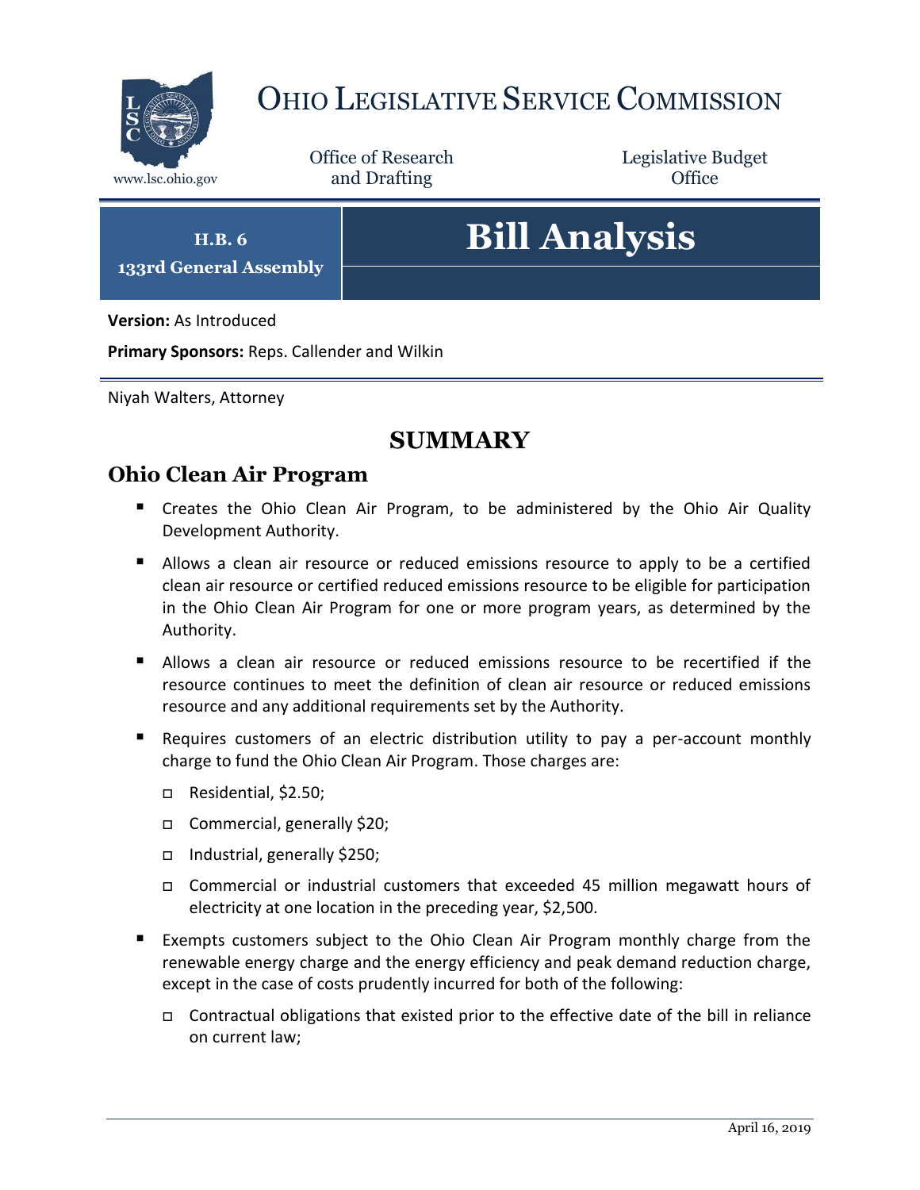# Ohio Legislative Service Commission

www.lsc.ohio.gov

Office of Research and Drafting

Legislative Budget Office

**H.B. 6**
**133rd General Assembly**

# Bill Analysis

**Version:** As Introduced

**Primary Sponsors:** Reps. Callender and Wilkin

Niyah Walters, Attorney

## SUMMARY

### Ohio Clean Air Program

- Creates the Ohio Clean Air Program, to be administered by the Ohio Air Quality Development Authority.
- Allows a clean air resource or reduced emissions resource to apply to be a certified clean air resource or certified reduced emissions resource to be eligible for participation in the Ohio Clean Air Program for one or more program years, as determined by the Authority.
- Allows a clean air resource or reduced emissions resource to be recertified if the resource continues to meet the definition of clean air resource or reduced emissions resource and any additional requirements set by the Authority.
- Requires customers of an electric distribution utility to pay a per-account monthly charge to fund the Ohio Clean Air Program. Those charges are:
  - Residential, $2.50;
  - Commercial, generally $20;
  - Industrial, generally $250;
  - Commercial or industrial customers that exceeded 45 million megawatt hours of electricity at one location in the preceding year, $2,500.
- Exempts customers subject to the Ohio Clean Air Program monthly charge from the renewable energy charge and the energy efficiency and peak demand reduction charge, except in the case of costs prudently incurred for both of the following:
  - Contractual obligations that existed prior to the effective date of the bill in reliance on current law;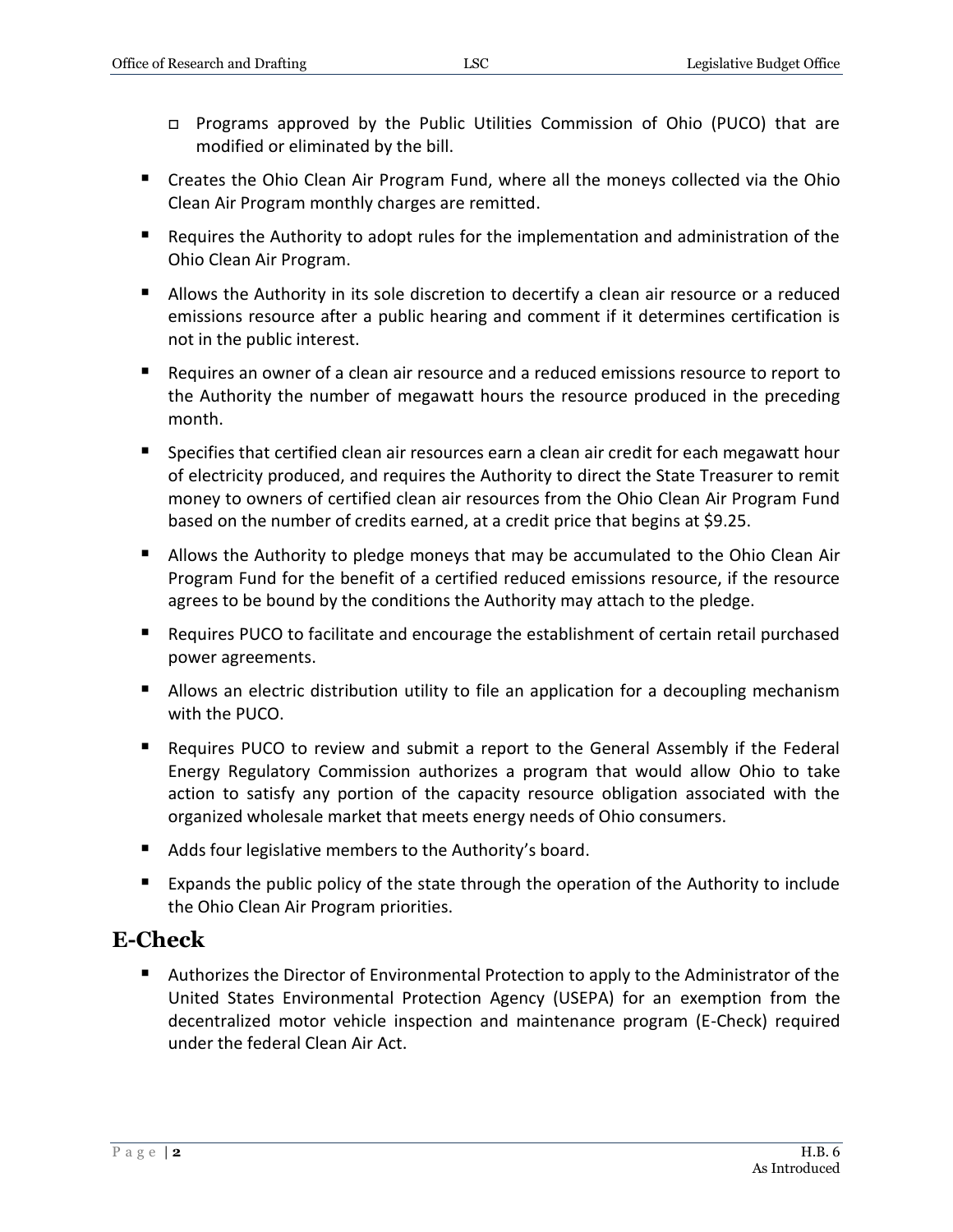- Programs approved by the Public Utilities Commission of Ohio (PUCO) that are modified or eliminated by the bill.

- Creates the Ohio Clean Air Program Fund, where all the moneys collected via the Ohio Clean Air Program monthly charges are remitted.
- Requires the Authority to adopt rules for the implementation and administration of the Ohio Clean Air Program.
- Allows the Authority in its sole discretion to decertify a clean air resource or a reduced emissions resource after a public hearing and comment if it determines certification is not in the public interest.
- Requires an owner of a clean air resource and a reduced emissions resource to report to the Authority the number of megawatt hours the resource produced in the preceding month.
- Specifies that certified clean air resources earn a clean air credit for each megawatt hour of electricity produced, and requires the Authority to direct the State Treasurer to remit money to owners of certified clean air resources from the Ohio Clean Air Program Fund based on the number of credits earned, at a credit price that begins at $9.25.
- Allows the Authority to pledge moneys that may be accumulated to the Ohio Clean Air Program Fund for the benefit of a certified reduced emissions resource, if the resource agrees to be bound by the conditions the Authority may attach to the pledge.
- Requires PUCO to facilitate and encourage the establishment of certain retail purchased power agreements.
- Allows an electric distribution utility to file an application for a decoupling mechanism with the PUCO.
- Requires PUCO to review and submit a report to the General Assembly if the Federal Energy Regulatory Commission authorizes a program that would allow Ohio to take action to satisfy any portion of the capacity resource obligation associated with the organized wholesale market that meets energy needs of Ohio consumers.
- Adds four legislative members to the Authority's board.
- Expands the public policy of the state through the operation of the Authority to include the Ohio Clean Air Program priorities.

## E-Check

- Authorizes the Director of Environmental Protection to apply to the Administrator of the United States Environmental Protection Agency (USEPA) for an exemption from the decentralized motor vehicle inspection and maintenance program (E-Check) required under the federal Clean Air Act.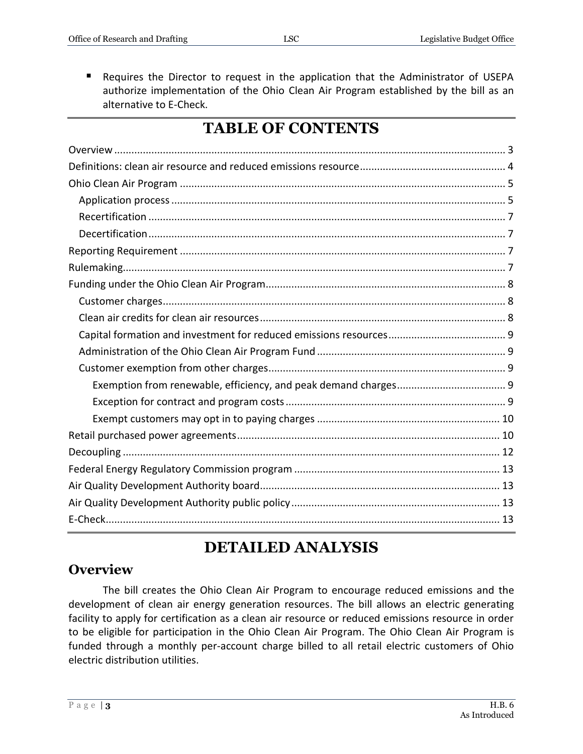- Requires the Director to request in the application that the Administrator of USEPA authorize implementation of the Ohio Clean Air Program established by the bill as an alternative to E-Check.

# TABLE OF CONTENTS

Overview ........................................................................................................................ 3
Definitions: clean air resource and reduced emissions resource .................................................. 4
Ohio Clean Air Program ................................................................................................. 5
  Application process ................................................................................................... 5
  Recertification ........................................................................................................... 7
  Decertification ........................................................................................................... 7
Reporting Requirement ................................................................................................. 7
Rulemaking.................................................................................................................... 7
Funding under the Ohio Clean Air Program.................................................................... 8
  Customer charges...................................................................................................... 8
  Clean air credits for clean air resources ..................................................................... 8
  Capital formation and investment for reduced emissions resources ......................................... 9
  Administration of the Ohio Clean Air Program Fund ................................................. 9
  Customer exemption from other charges.................................................................. 9
    Exemption from renewable, efficiency, and peak demand charges...................................... 9
    Exception for contract and program costs ............................................................ 9
    Exempt customers may opt in to paying charges ............................................... 10
Retail purchased power agreements........................................................................... 10
Decoupling .................................................................................................................. 12
Federal Energy Regulatory Commission program ....................................................... 13
Air Quality Development Authority board................................................................... 13
Air Quality Development Authority public policy......................................................... 13
E-Check........................................................................................................................ 13

# DETAILED ANALYSIS

## Overview

The bill creates the Ohio Clean Air Program to encourage reduced emissions and the development of clean air energy generation resources. The bill allows an electric generating facility to apply for certification as a clean air resource or reduced emissions resource in order to be eligible for participation in the Ohio Clean Air Program. The Ohio Clean Air Program is funded through a monthly per-account charge billed to all retail electric customers of Ohio electric distribution utilities.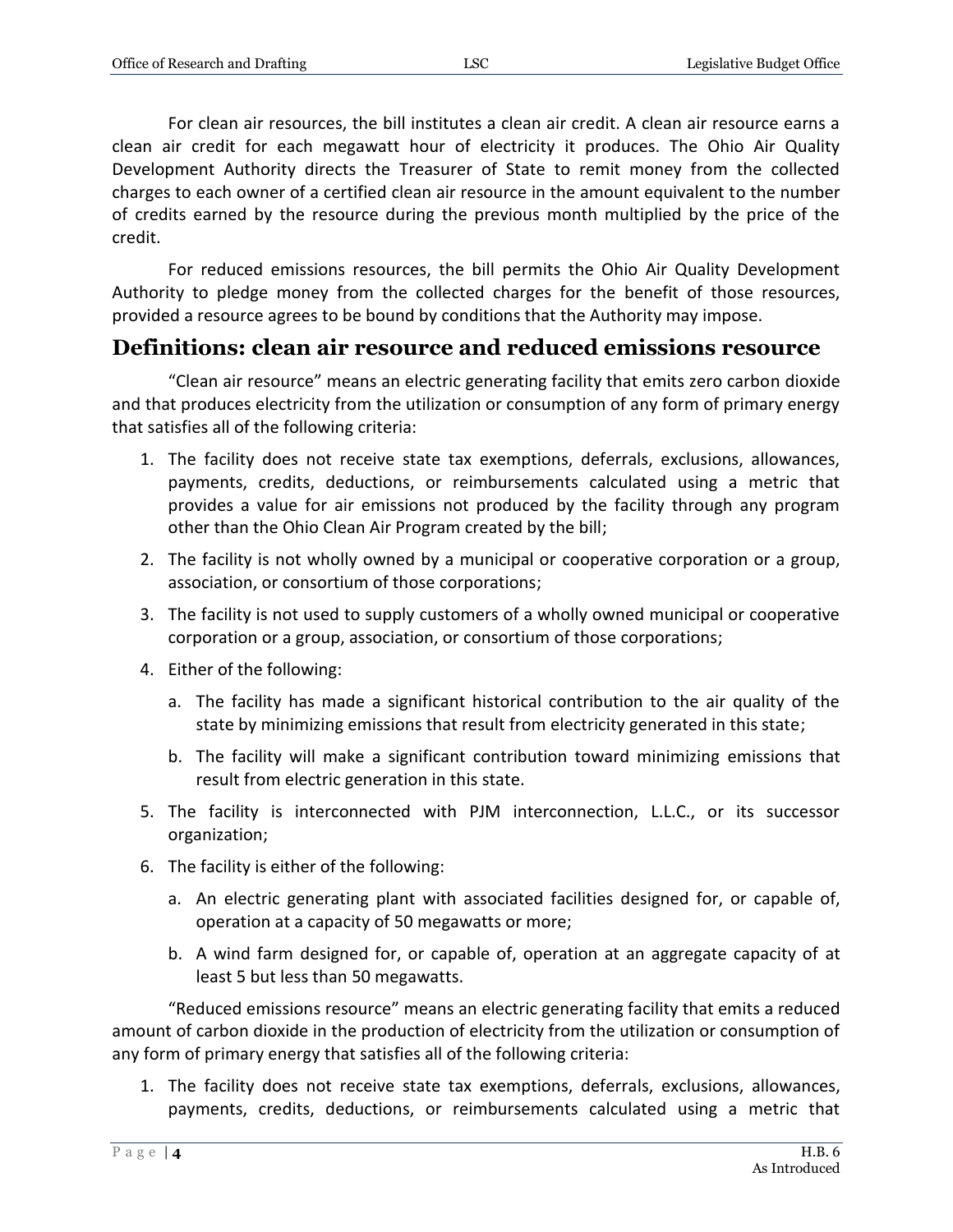For clean air resources, the bill institutes a clean air credit. A clean air resource earns a clean air credit for each megawatt hour of electricity it produces. The Ohio Air Quality Development Authority directs the Treasurer of State to remit money from the collected charges to each owner of a certified clean air resource in the amount equivalent to the number of credits earned by the resource during the previous month multiplied by the price of the credit.

For reduced emissions resources, the bill permits the Ohio Air Quality Development Authority to pledge money from the collected charges for the benefit of those resources, provided a resource agrees to be bound by conditions that the Authority may impose.

## Definitions: clean air resource and reduced emissions resource

"Clean air resource" means an electric generating facility that emits zero carbon dioxide and that produces electricity from the utilization or consumption of any form of primary energy that satisfies all of the following criteria:

1. The facility does not receive state tax exemptions, deferrals, exclusions, allowances, payments, credits, deductions, or reimbursements calculated using a metric that provides a value for air emissions not produced by the facility through any program other than the Ohio Clean Air Program created by the bill;
2. The facility is not wholly owned by a municipal or cooperative corporation or a group, association, or consortium of those corporations;
3. The facility is not used to supply customers of a wholly owned municipal or cooperative corporation or a group, association, or consortium of those corporations;
4. Either of the following:
   a. The facility has made a significant historical contribution to the air quality of the state by minimizing emissions that result from electricity generated in this state;
   b. The facility will make a significant contribution toward minimizing emissions that result from electric generation in this state.
5. The facility is interconnected with PJM interconnection, L.L.C., or its successor organization;
6. The facility is either of the following:
   a. An electric generating plant with associated facilities designed for, or capable of, operation at a capacity of 50 megawatts or more;
   b. A wind farm designed for, or capable of, operation at an aggregate capacity of at least 5 but less than 50 megawatts.

"Reduced emissions resource" means an electric generating facility that emits a reduced amount of carbon dioxide in the production of electricity from the utilization or consumption of any form of primary energy that satisfies all of the following criteria:

1. The facility does not receive state tax exemptions, deferrals, exclusions, allowances, payments, credits, deductions, or reimbursements calculated using a metric that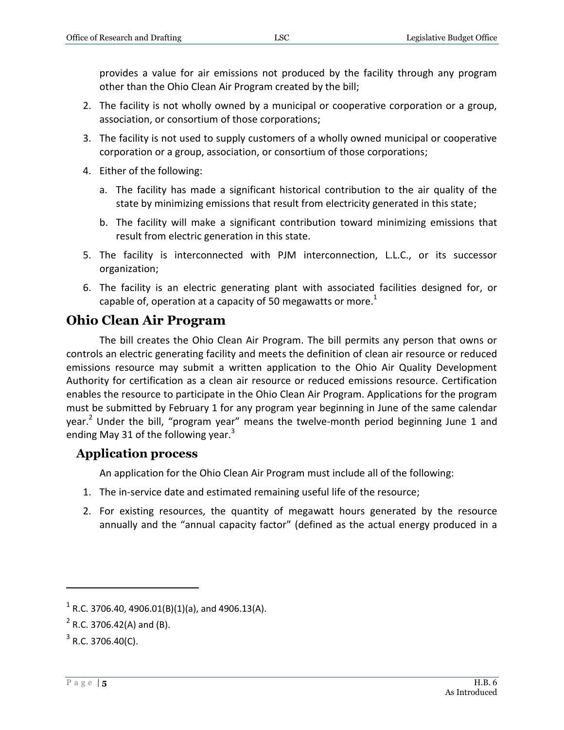provides a value for air emissions not produced by the facility through any program other than the Ohio Clean Air Program created by the bill;

2. The facility is not wholly owned by a municipal or cooperative corporation or a group, association, or consortium of those corporations;
3. The facility is not used to supply customers of a wholly owned municipal or cooperative corporation or a group, association, or consortium of those corporations;
4. Either of the following:
   a. The facility has made a significant historical contribution to the air quality of the state by minimizing emissions that result from electricity generated in this state;
   b. The facility will make a significant contribution toward minimizing emissions that result from electric generation in this state.
5. The facility is interconnected with PJM interconnection, L.L.C., or its successor organization;
6. The facility is an electric generating plant with associated facilities designed for, or capable of, operation at a capacity of 50 megawatts or more.[1]

## Ohio Clean Air Program

The bill creates the Ohio Clean Air Program. The bill permits any person that owns or controls an electric generating facility and meets the definition of clean air resource or reduced emissions resource may submit a written application to the Ohio Air Quality Development Authority for certification as a clean air resource or reduced emissions resource. Certification enables the resource to participate in the Ohio Clean Air Program. Applications for the program must be submitted by February 1 for any program year beginning in June of the same calendar year.[2] Under the bill, "program year" means the twelve-month period beginning June 1 and ending May 31 of the following year.[3]

### Application process

An application for the Ohio Clean Air Program must include all of the following:

1. The in-service date and estimated remaining useful life of the resource;
2. For existing resources, the quantity of megawatt hours generated by the resource annually and the "annual capacity factor" (defined as the actual energy produced in a

---

[1] R.C. 3706.40, 4906.01(B)(1)(a), and 4906.13(A).

[2] R.C. 3706.42(A) and (B).

[3] R.C. 3706.40(C).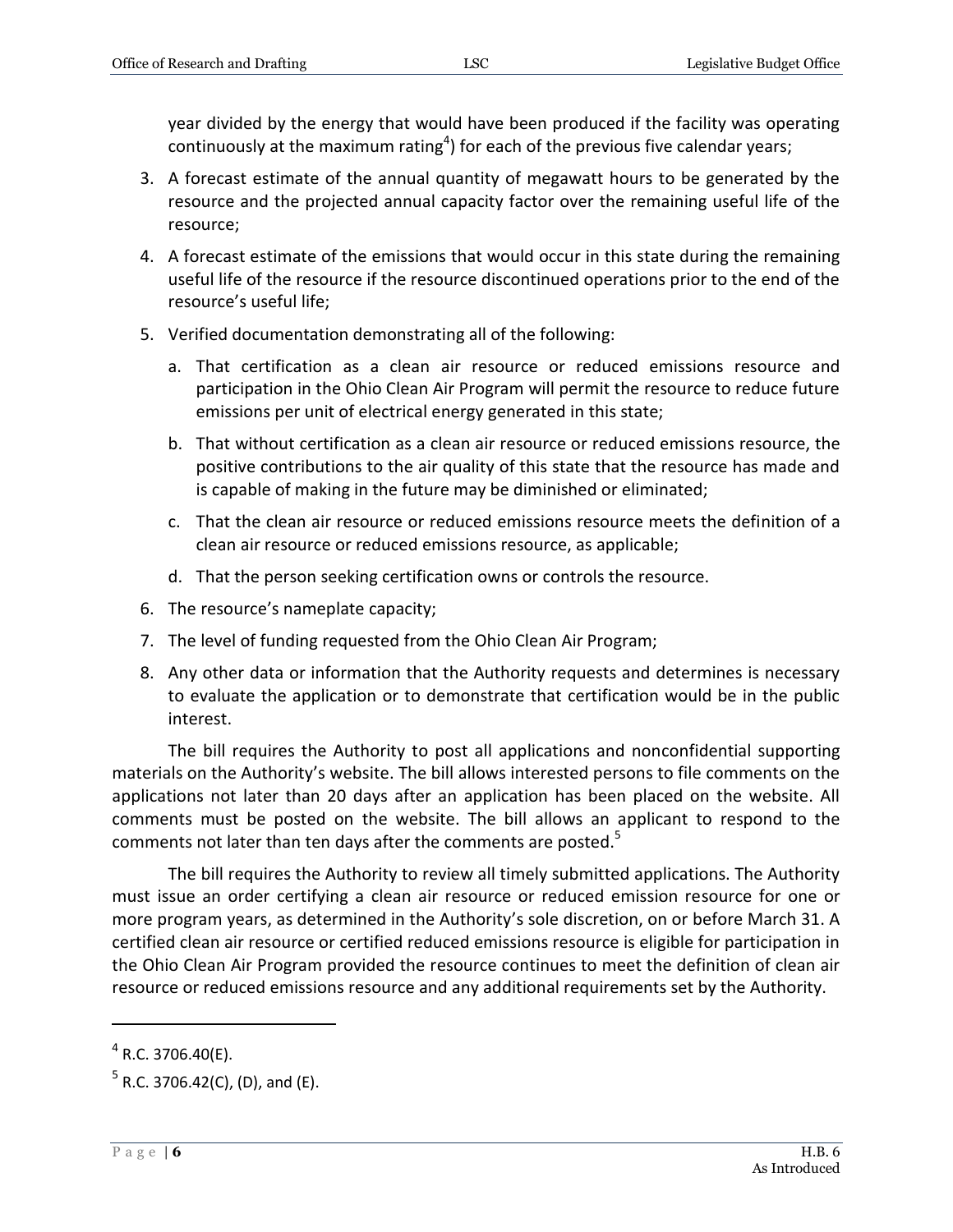year divided by the energy that would have been produced if the facility was operating continuously at the maximum rating[4]) for each of the previous five calendar years;

3. A forecast estimate of the annual quantity of megawatt hours to be generated by the resource and the projected annual capacity factor over the remaining useful life of the resource;
4. A forecast estimate of the emissions that would occur in this state during the remaining useful life of the resource if the resource discontinued operations prior to the end of the resource's useful life;
5. Verified documentation demonstrating all of the following:
   a. That certification as a clean air resource or reduced emissions resource and participation in the Ohio Clean Air Program will permit the resource to reduce future emissions per unit of electrical energy generated in this state;
   b. That without certification as a clean air resource or reduced emissions resource, the positive contributions to the air quality of this state that the resource has made and is capable of making in the future may be diminished or eliminated;
   c. That the clean air resource or reduced emissions resource meets the definition of a clean air resource or reduced emissions resource, as applicable;
   d. That the person seeking certification owns or controls the resource.
6. The resource's nameplate capacity;
7. The level of funding requested from the Ohio Clean Air Program;
8. Any other data or information that the Authority requests and determines is necessary to evaluate the application or to demonstrate that certification would be in the public interest.

The bill requires the Authority to post all applications and nonconfidential supporting materials on the Authority's website. The bill allows interested persons to file comments on the applications not later than 20 days after an application has been placed on the website. All comments must be posted on the website. The bill allows an applicant to respond to the comments not later than ten days after the comments are posted.[5]

The bill requires the Authority to review all timely submitted applications. The Authority must issue an order certifying a clean air resource or reduced emission resource for one or more program years, as determined in the Authority's sole discretion, on or before March 31. A certified clean air resource or certified reduced emissions resource is eligible for participation in the Ohio Clean Air Program provided the resource continues to meet the definition of clean air resource or reduced emissions resource and any additional requirements set by the Authority.

---

[4] R.C. 3706.40(E).

[5] R.C. 3706.42(C), (D), and (E).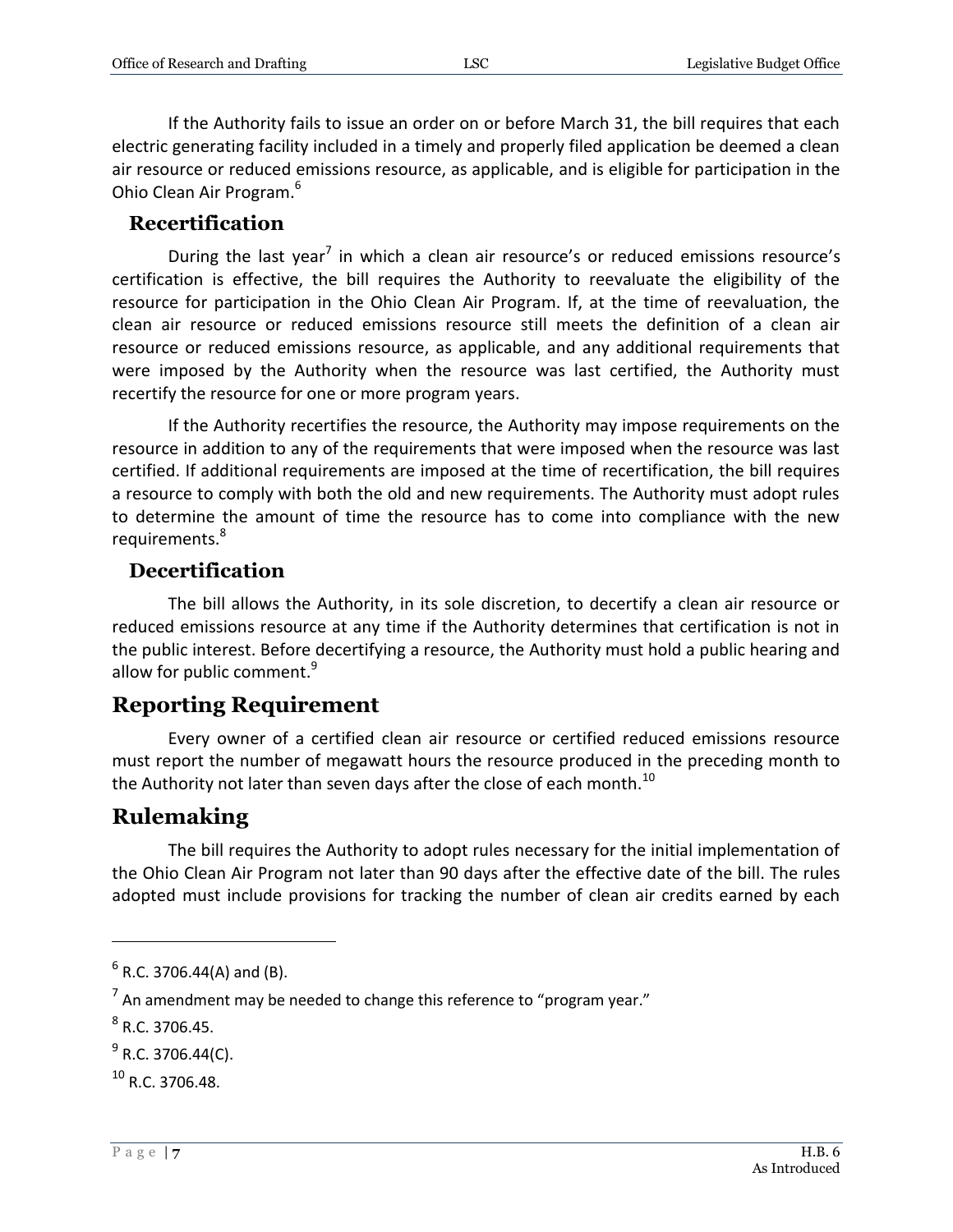If the Authority fails to issue an order on or before March 31, the bill requires that each electric generating facility included in a timely and properly filed application be deemed a clean air resource or reduced emissions resource, as applicable, and is eligible for participation in the Ohio Clean Air Program.[6]

### Recertification

During the last year[7] in which a clean air resource's or reduced emissions resource's certification is effective, the bill requires the Authority to reevaluate the eligibility of the resource for participation in the Ohio Clean Air Program. If, at the time of reevaluation, the clean air resource or reduced emissions resource still meets the definition of a clean air resource or reduced emissions resource, as applicable, and any additional requirements that were imposed by the Authority when the resource was last certified, the Authority must recertify the resource for one or more program years.

If the Authority recertifies the resource, the Authority may impose requirements on the resource in addition to any of the requirements that were imposed when the resource was last certified. If additional requirements are imposed at the time of recertification, the bill requires a resource to comply with both the old and new requirements. The Authority must adopt rules to determine the amount of time the resource has to come into compliance with the new requirements.[8]

### Decertification

The bill allows the Authority, in its sole discretion, to decertify a clean air resource or reduced emissions resource at any time if the Authority determines that certification is not in the public interest. Before decertifying a resource, the Authority must hold a public hearing and allow for public comment.[9]

## Reporting Requirement

Every owner of a certified clean air resource or certified reduced emissions resource must report the number of megawatt hours the resource produced in the preceding month to the Authority not later than seven days after the close of each month.[10]

## Rulemaking

The bill requires the Authority to adopt rules necessary for the initial implementation of the Ohio Clean Air Program not later than 90 days after the effective date of the bill. The rules adopted must include provisions for tracking the number of clean air credits earned by each

---

[6] R.C. 3706.44(A) and (B).

[7] An amendment may be needed to change this reference to "program year."

[8] R.C. 3706.45.

[9] R.C. 3706.44(C).

[10] R.C. 3706.48.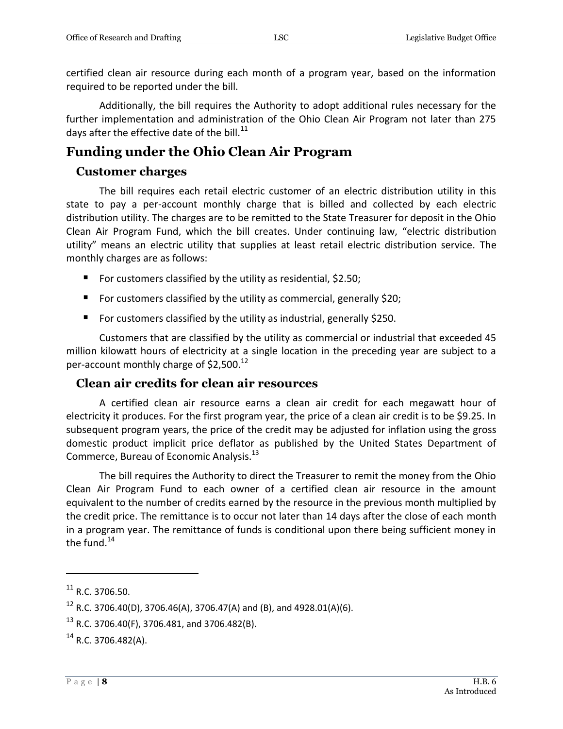certified clean air resource during each month of a program year, based on the information required to be reported under the bill.

Additionally, the bill requires the Authority to adopt additional rules necessary for the further implementation and administration of the Ohio Clean Air Program not later than 275 days after the effective date of the bill.[11]

## Funding under the Ohio Clean Air Program

### Customer charges

The bill requires each retail electric customer of an electric distribution utility in this state to pay a per-account monthly charge that is billed and collected by each electric distribution utility. The charges are to be remitted to the State Treasurer for deposit in the Ohio Clean Air Program Fund, which the bill creates. Under continuing law, "electric distribution utility" means an electric utility that supplies at least retail electric distribution service. The monthly charges are as follows:

- For customers classified by the utility as residential, $2.50;
- For customers classified by the utility as commercial, generally $20;
- For customers classified by the utility as industrial, generally $250.

Customers that are classified by the utility as commercial or industrial that exceeded 45 million kilowatt hours of electricity at a single location in the preceding year are subject to a per-account monthly charge of $2,500.[12]

### Clean air credits for clean air resources

A certified clean air resource earns a clean air credit for each megawatt hour of electricity it produces. For the first program year, the price of a clean air credit is to be $9.25. In subsequent program years, the price of the credit may be adjusted for inflation using the gross domestic product implicit price deflator as published by the United States Department of Commerce, Bureau of Economic Analysis.[13]

The bill requires the Authority to direct the Treasurer to remit the money from the Ohio Clean Air Program Fund to each owner of a certified clean air resource in the amount equivalent to the number of credits earned by the resource in the previous month multiplied by the credit price. The remittance is to occur not later than 14 days after the close of each month in a program year. The remittance of funds is conditional upon there being sufficient money in the fund.[14]

---

[11] R.C. 3706.50.

[12] R.C. 3706.40(D), 3706.46(A), 3706.47(A) and (B), and 4928.01(A)(6).

[13] R.C. 3706.40(F), 3706.481, and 3706.482(B).

[14] R.C. 3706.482(A).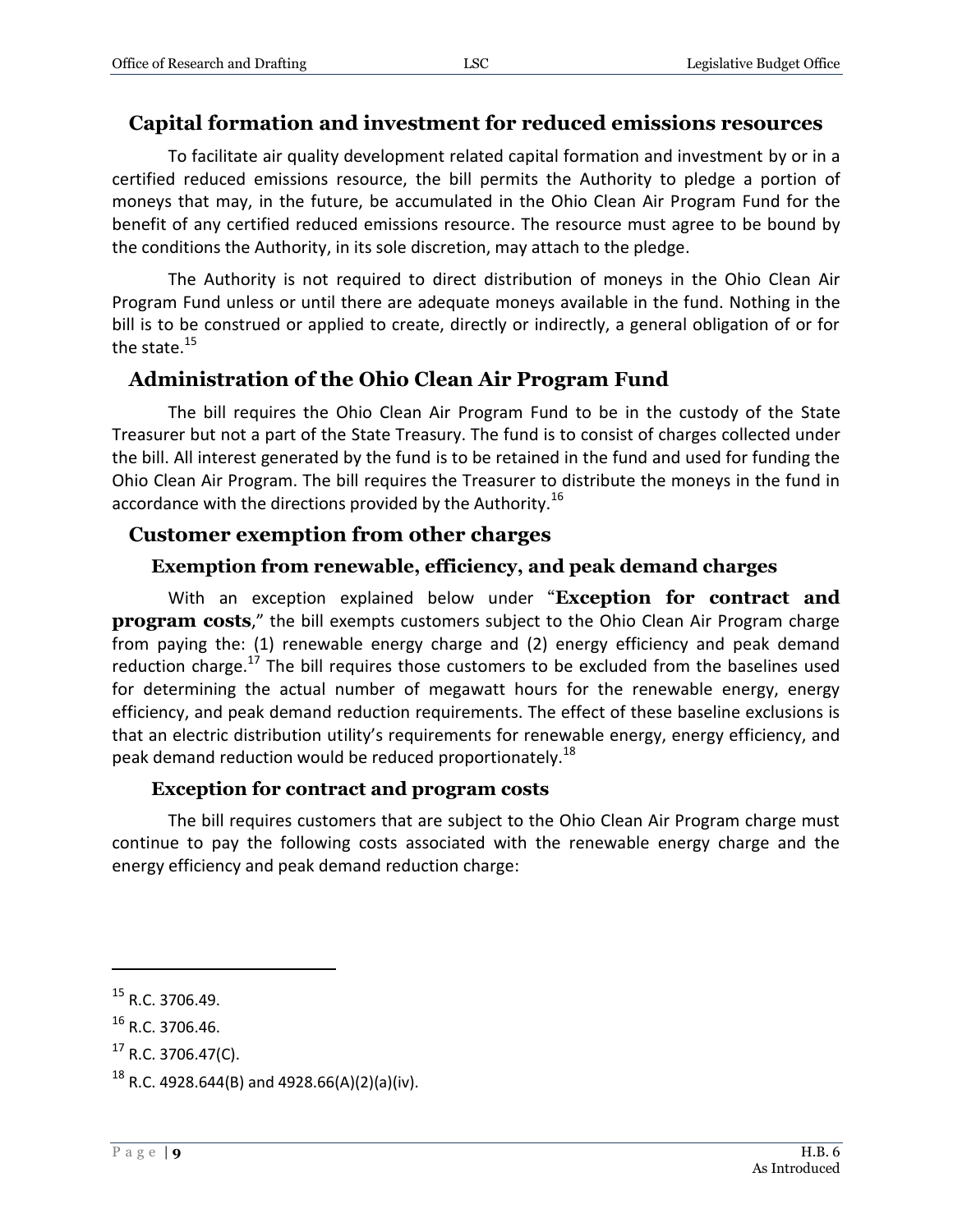## Capital formation and investment for reduced emissions resources

To facilitate air quality development related capital formation and investment by or in a certified reduced emissions resource, the bill permits the Authority to pledge a portion of moneys that may, in the future, be accumulated in the Ohio Clean Air Program Fund for the benefit of any certified reduced emissions resource. The resource must agree to be bound by the conditions the Authority, in its sole discretion, may attach to the pledge.

The Authority is not required to direct distribution of moneys in the Ohio Clean Air Program Fund unless or until there are adequate moneys available in the fund. Nothing in the bill is to be construed or applied to create, directly or indirectly, a general obligation of or for the state.[15]

## Administration of the Ohio Clean Air Program Fund

The bill requires the Ohio Clean Air Program Fund to be in the custody of the State Treasurer but not a part of the State Treasury. The fund is to consist of charges collected under the bill. All interest generated by the fund is to be retained in the fund and used for funding the Ohio Clean Air Program. The bill requires the Treasurer to distribute the moneys in the fund in accordance with the directions provided by the Authority.[16]

## Customer exemption from other charges

### Exemption from renewable, efficiency, and peak demand charges

With an exception explained below under "**Exception for contract and program costs**," the bill exempts customers subject to the Ohio Clean Air Program charge from paying the: (1) renewable energy charge and (2) energy efficiency and peak demand reduction charge.[17] The bill requires those customers to be excluded from the baselines used for determining the actual number of megawatt hours for the renewable energy, energy efficiency, and peak demand reduction requirements. The effect of these baseline exclusions is that an electric distribution utility's requirements for renewable energy, energy efficiency, and peak demand reduction would be reduced proportionately.[18]

### Exception for contract and program costs

The bill requires customers that are subject to the Ohio Clean Air Program charge must continue to pay the following costs associated with the renewable energy charge and the energy efficiency and peak demand reduction charge:

---

[15] R.C. 3706.49.

[16] R.C. 3706.46.

[17] R.C. 3706.47(C).

[18] R.C. 4928.644(B) and 4928.66(A)(2)(a)(iv).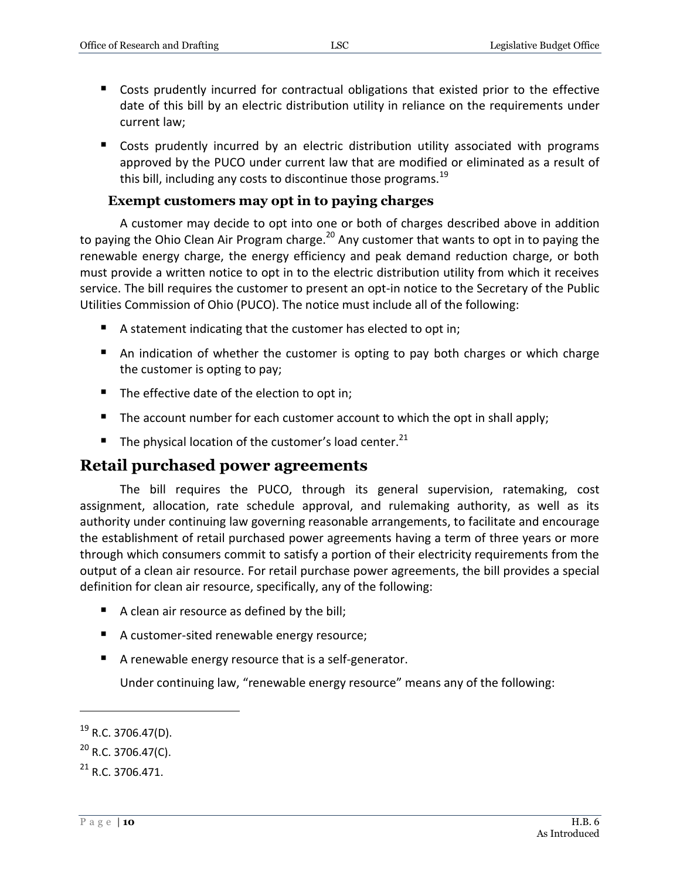- Costs prudently incurred for contractual obligations that existed prior to the effective date of this bill by an electric distribution utility in reliance on the requirements under current law;
- Costs prudently incurred by an electric distribution utility associated with programs approved by the PUCO under current law that are modified or eliminated as a result of this bill, including any costs to discontinue those programs.[19]

### Exempt customers may opt in to paying charges

A customer may decide to opt into one or both of charges described above in addition to paying the Ohio Clean Air Program charge.[20] Any customer that wants to opt in to paying the renewable energy charge, the energy efficiency and peak demand reduction charge, or both must provide a written notice to opt in to the electric distribution utility from which it receives service. The bill requires the customer to present an opt-in notice to the Secretary of the Public Utilities Commission of Ohio (PUCO). The notice must include all of the following:

- A statement indicating that the customer has elected to opt in;
- An indication of whether the customer is opting to pay both charges or which charge the customer is opting to pay;
- The effective date of the election to opt in;
- The account number for each customer account to which the opt in shall apply;
- The physical location of the customer's load center.[21]

## Retail purchased power agreements

The bill requires the PUCO, through its general supervision, ratemaking, cost assignment, allocation, rate schedule approval, and rulemaking authority, as well as its authority under continuing law governing reasonable arrangements, to facilitate and encourage the establishment of retail purchased power agreements having a term of three years or more through which consumers commit to satisfy a portion of their electricity requirements from the output of a clean air resource. For retail purchase power agreements, the bill provides a special definition for clean air resource, specifically, any of the following:

- A clean air resource as defined by the bill;
- A customer-sited renewable energy resource;
- A renewable energy resource that is a self-generator.

Under continuing law, "renewable energy resource" means any of the following:

---

[19] R.C. 3706.47(D).

[20] R.C. 3706.47(C).

[21] R.C. 3706.471.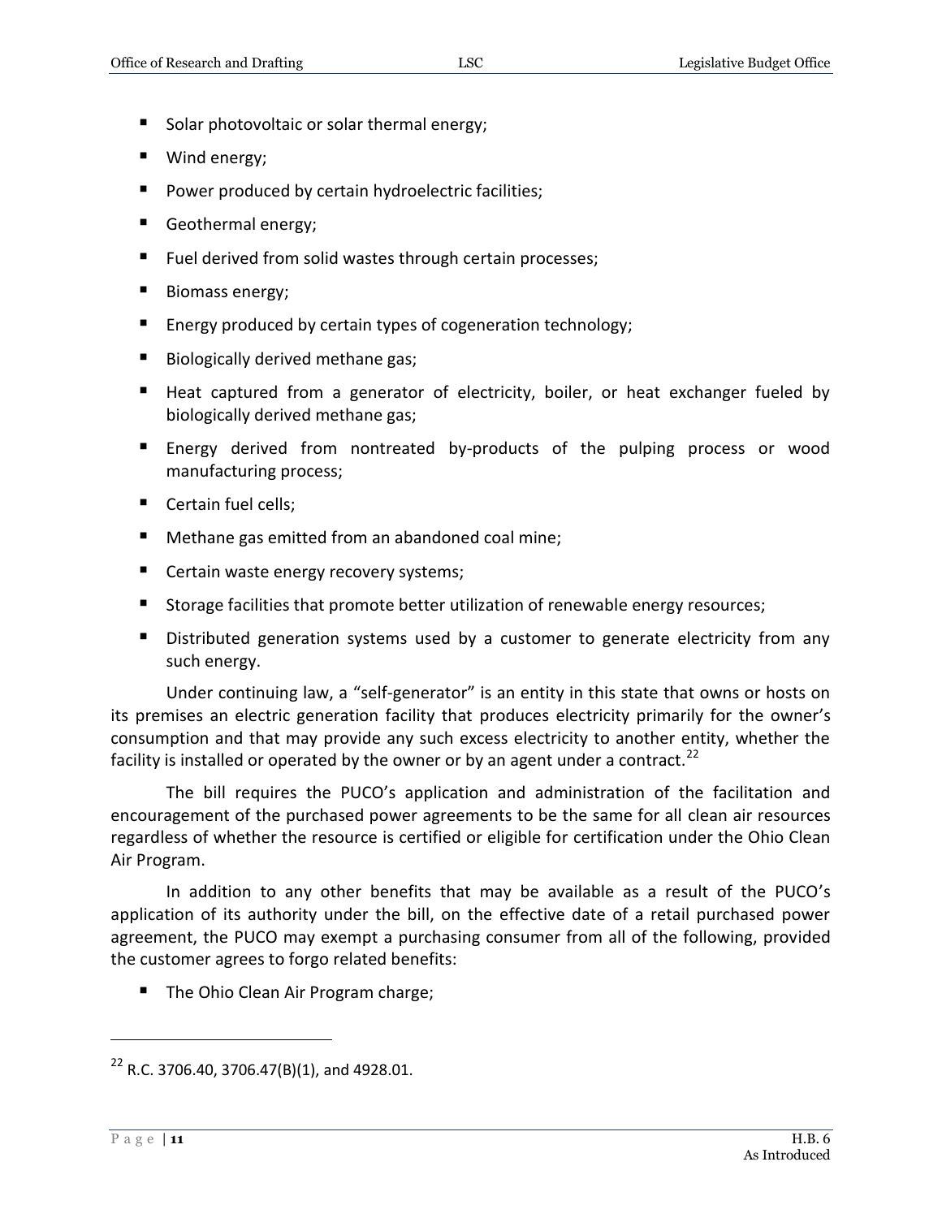- Solar photovoltaic or solar thermal energy;
- Wind energy;
- Power produced by certain hydroelectric facilities;
- Geothermal energy;
- Fuel derived from solid wastes through certain processes;
- Biomass energy;
- Energy produced by certain types of cogeneration technology;
- Biologically derived methane gas;
- Heat captured from a generator of electricity, boiler, or heat exchanger fueled by biologically derived methane gas;
- Energy derived from nontreated by-products of the pulping process or wood manufacturing process;
- Certain fuel cells;
- Methane gas emitted from an abandoned coal mine;
- Certain waste energy recovery systems;
- Storage facilities that promote better utilization of renewable energy resources;
- Distributed generation systems used by a customer to generate electricity from any such energy.

Under continuing law, a "self-generator" is an entity in this state that owns or hosts on its premises an electric generation facility that produces electricity primarily for the owner's consumption and that may provide any such excess electricity to another entity, whether the facility is installed or operated by the owner or by an agent under a contract.[22]

The bill requires the PUCO's application and administration of the facilitation and encouragement of the purchased power agreements to be the same for all clean air resources regardless of whether the resource is certified or eligible for certification under the Ohio Clean Air Program.

In addition to any other benefits that may be available as a result of the PUCO's application of its authority under the bill, on the effective date of a retail purchased power agreement, the PUCO may exempt a purchasing consumer from all of the following, provided the customer agrees to forgo related benefits:

- The Ohio Clean Air Program charge;

---

[22] R.C. 3706.40, 3706.47(B)(1), and 4928.01.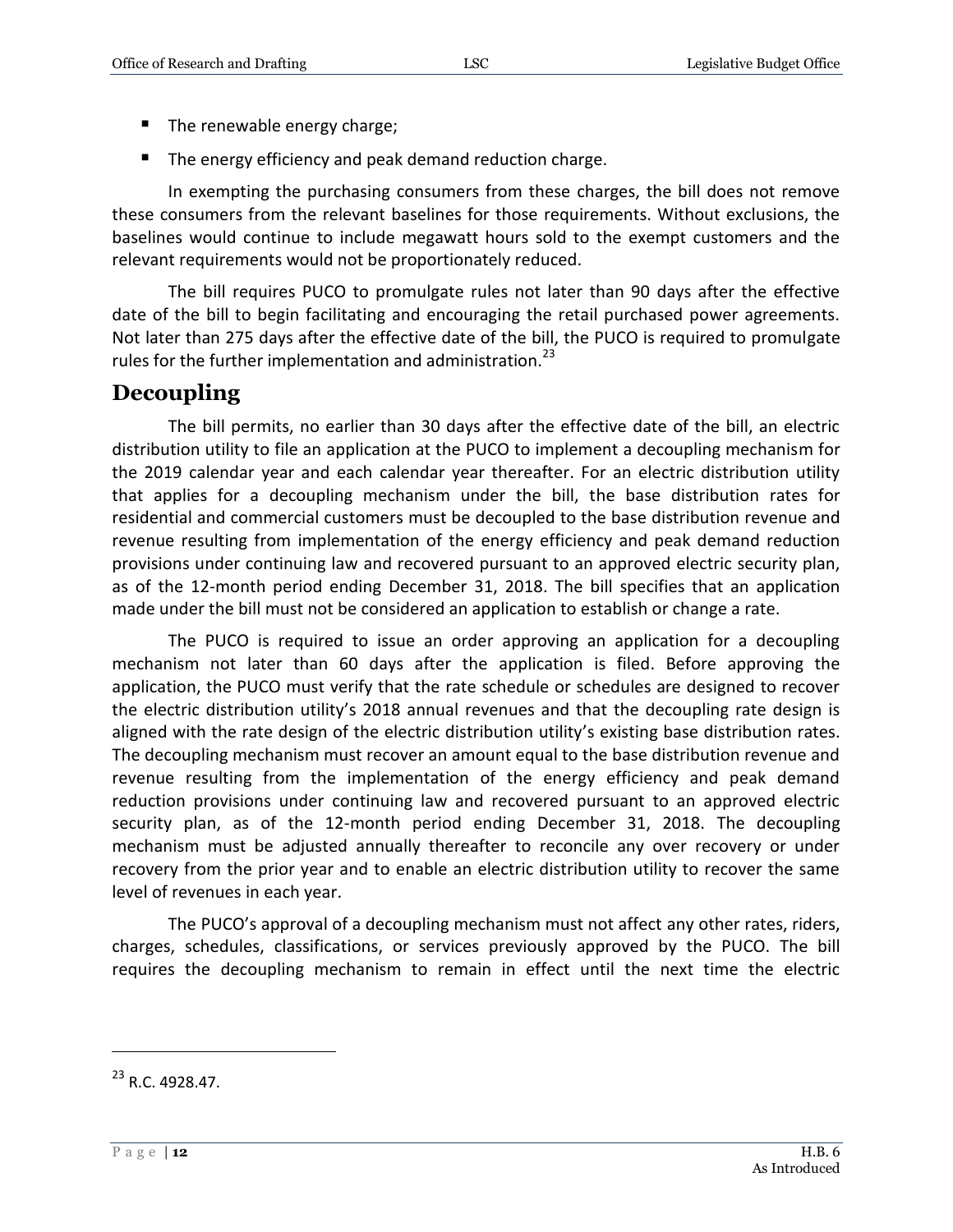- The renewable energy charge;
- The energy efficiency and peak demand reduction charge.

In exempting the purchasing consumers from these charges, the bill does not remove these consumers from the relevant baselines for those requirements. Without exclusions, the baselines would continue to include megawatt hours sold to the exempt customers and the relevant requirements would not be proportionately reduced.

The bill requires PUCO to promulgate rules not later than 90 days after the effective date of the bill to begin facilitating and encouraging the retail purchased power agreements. Not later than 275 days after the effective date of the bill, the PUCO is required to promulgate rules for the further implementation and administration.[23]

## Decoupling

The bill permits, no earlier than 30 days after the effective date of the bill, an electric distribution utility to file an application at the PUCO to implement a decoupling mechanism for the 2019 calendar year and each calendar year thereafter. For an electric distribution utility that applies for a decoupling mechanism under the bill, the base distribution rates for residential and commercial customers must be decoupled to the base distribution revenue and revenue resulting from implementation of the energy efficiency and peak demand reduction provisions under continuing law and recovered pursuant to an approved electric security plan, as of the 12-month period ending December 31, 2018. The bill specifies that an application made under the bill must not be considered an application to establish or change a rate.

The PUCO is required to issue an order approving an application for a decoupling mechanism not later than 60 days after the application is filed. Before approving the application, the PUCO must verify that the rate schedule or schedules are designed to recover the electric distribution utility's 2018 annual revenues and that the decoupling rate design is aligned with the rate design of the electric distribution utility's existing base distribution rates. The decoupling mechanism must recover an amount equal to the base distribution revenue and revenue resulting from the implementation of the energy efficiency and peak demand reduction provisions under continuing law and recovered pursuant to an approved electric security plan, as of the 12-month period ending December 31, 2018. The decoupling mechanism must be adjusted annually thereafter to reconcile any over recovery or under recovery from the prior year and to enable an electric distribution utility to recover the same level of revenues in each year.

The PUCO's approval of a decoupling mechanism must not affect any other rates, riders, charges, schedules, classifications, or services previously approved by the PUCO. The bill requires the decoupling mechanism to remain in effect until the next time the electric

---

[23] R.C. 4928.47.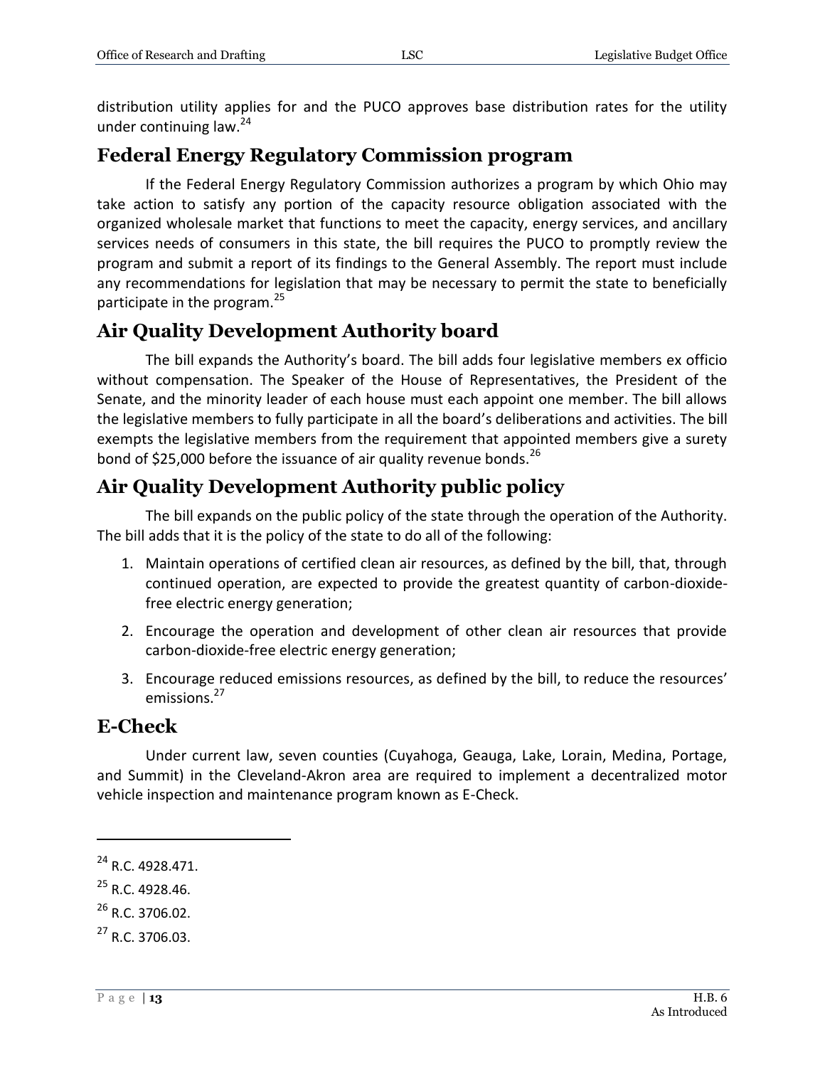distribution utility applies for and the PUCO approves base distribution rates for the utility under continuing law.[24]

## Federal Energy Regulatory Commission program

If the Federal Energy Regulatory Commission authorizes a program by which Ohio may take action to satisfy any portion of the capacity resource obligation associated with the organized wholesale market that functions to meet the capacity, energy services, and ancillary services needs of consumers in this state, the bill requires the PUCO to promptly review the program and submit a report of its findings to the General Assembly. The report must include any recommendations for legislation that may be necessary to permit the state to beneficially participate in the program.[25]

## Air Quality Development Authority board

The bill expands the Authority's board. The bill adds four legislative members ex officio without compensation. The Speaker of the House of Representatives, the President of the Senate, and the minority leader of each house must each appoint one member. The bill allows the legislative members to fully participate in all the board's deliberations and activities. The bill exempts the legislative members from the requirement that appointed members give a surety bond of $25,000 before the issuance of air quality revenue bonds.[26]

## Air Quality Development Authority public policy

The bill expands on the public policy of the state through the operation of the Authority. The bill adds that it is the policy of the state to do all of the following:

1. Maintain operations of certified clean air resources, as defined by the bill, that, through continued operation, are expected to provide the greatest quantity of carbon-dioxide-free electric energy generation;
2. Encourage the operation and development of other clean air resources that provide carbon-dioxide-free electric energy generation;
3. Encourage reduced emissions resources, as defined by the bill, to reduce the resources' emissions.[27]

## E-Check

Under current law, seven counties (Cuyahoga, Geauga, Lake, Lorain, Medina, Portage, and Summit) in the Cleveland-Akron area are required to implement a decentralized motor vehicle inspection and maintenance program known as E-Check.

---

[24] R.C. 4928.471.

[25] R.C. 4928.46.

[26] R.C. 3706.02.

[27] R.C. 3706.03.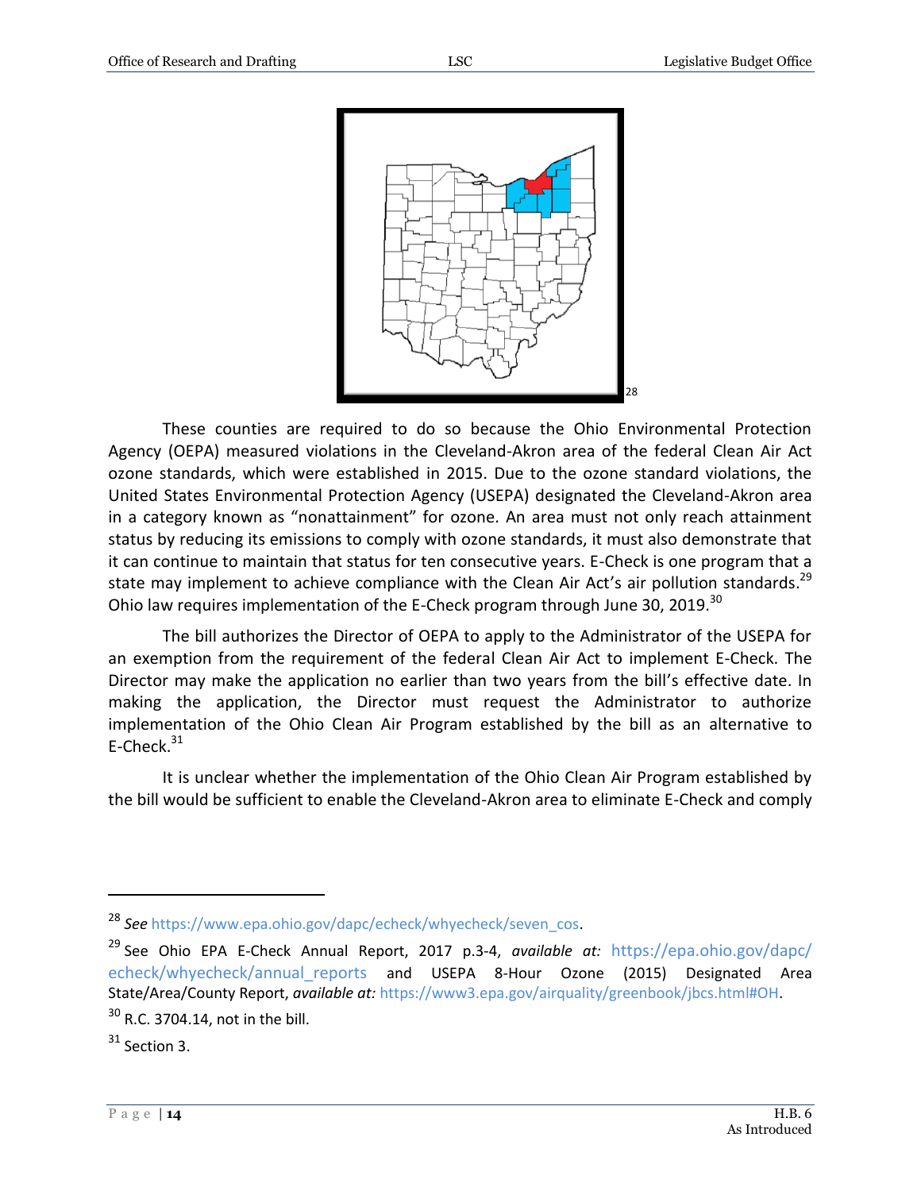[28]

These counties are required to do so because the Ohio Environmental Protection Agency (OEPA) measured violations in the Cleveland-Akron area of the federal Clean Air Act ozone standards, which were established in 2015. Due to the ozone standard violations, the United States Environmental Protection Agency (USEPA) designated the Cleveland-Akron area in a category known as "nonattainment" for ozone. An area must not only reach attainment status by reducing its emissions to comply with ozone standards, it must also demonstrate that it can continue to maintain that status for ten consecutive years. E-Check is one program that a state may implement to achieve compliance with the Clean Air Act's air pollution standards.[29] Ohio law requires implementation of the E-Check program through June 30, 2019.[30]

The bill authorizes the Director of OEPA to apply to the Administrator of the USEPA for an exemption from the requirement of the federal Clean Air Act to implement E-Check. The Director may make the application no earlier than two years from the bill's effective date. In making the application, the Director must request the Administrator to authorize implementation of the Ohio Clean Air Program established by the bill as an alternative to E-Check.[31]

It is unclear whether the implementation of the Ohio Clean Air Program established by the bill would be sufficient to enable the Cleveland-Akron area to eliminate E-Check and comply

---

[28] *See* https://www.epa.ohio.gov/dapc/echeck/whyecheck/seven_cos.

[29] See Ohio EPA E-Check Annual Report, 2017 p.3-4, *available at:* https://epa.ohio.gov/dapc/echeck/whyecheck/annual_reports and USEPA 8-Hour Ozone (2015) Designated Area State/Area/County Report, *available at:* https://www3.epa.gov/airquality/greenbook/jbcs.html#OH.

[30] R.C. 3704.14, not in the bill.

[31] Section 3.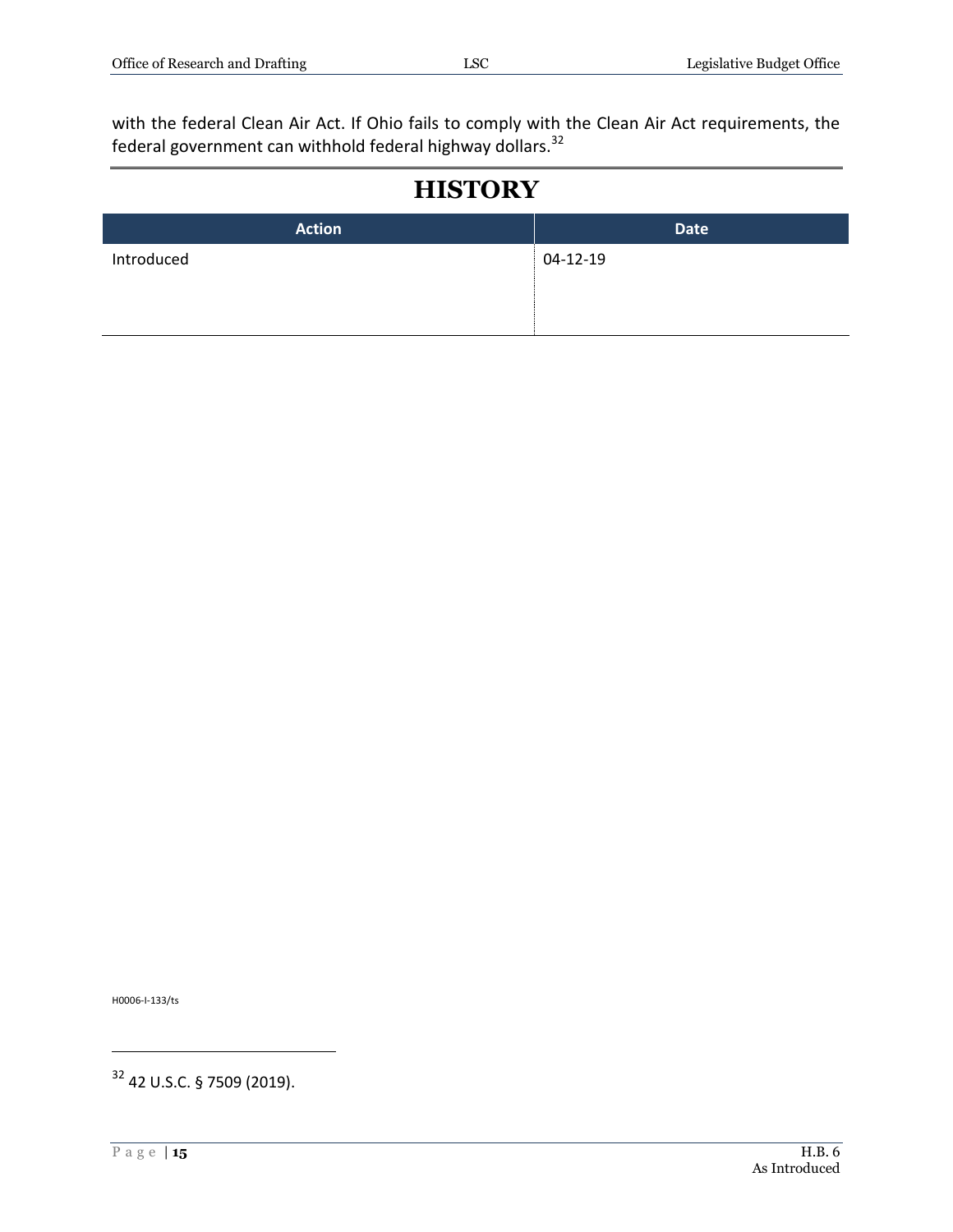with the federal Clean Air Act. If Ohio fails to comply with the Clean Air Act requirements, the federal government can withhold federal highway dollars.[32]

# HISTORY

| Action | Date |
|---|---|
| Introduced | 04-12-19 |

H0006-I-133/ts

[32] 42 U.S.C. § 7509 (2019).